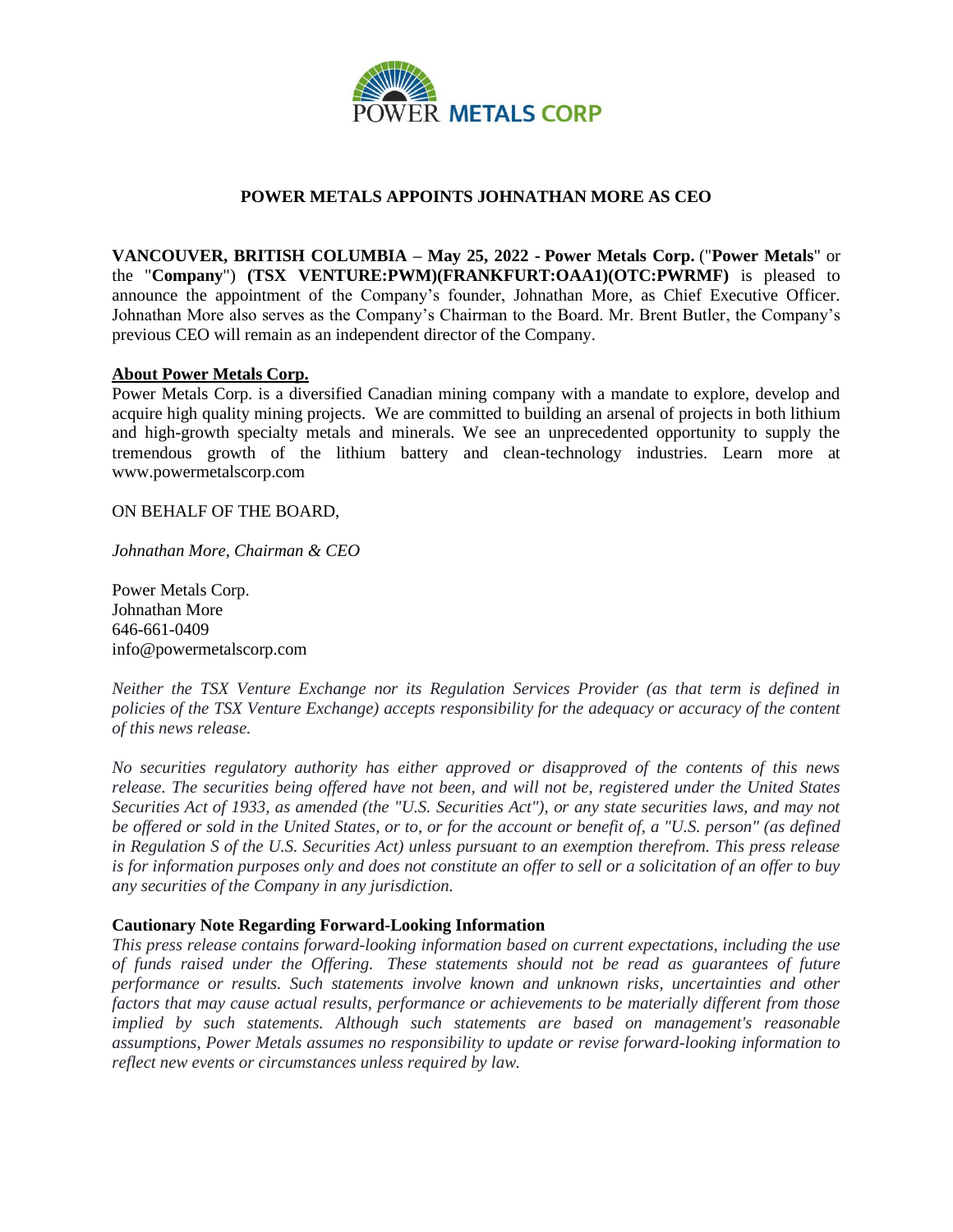# POWER METALS APPOINTS JOHNATHAN MORE AS CEO

**VANCOUVER, BRITISH COLUMBIA – May 25, 2022 - Power Metals Corp.** ("**Power Metals**" or the "**Company**") **(TSX VENTURE:PWM)(FRANKFURT:OAA1)(OTC:PWRMF)** is pleased to announce the appointment of the Company's founder, Johnathan More, as Chief Executive Officer. Johnathan More also serves as the Company's Chairman to the Board. Mr. Brent Butler, the Company's previous CEO will remain as an independent director of the Company.

**About Power Metals Corp.**

Power Metals Corp. is a diversified Canadian mining company with a mandate to explore, develop and acquire high quality mining projects. We are committed to building an arsenal of projects in both lithium and high-growth specialty metals and minerals. We see an unprecedented opportunity to supply the tremendous growth of the lithium battery and clean-technology industries. Learn more at www.powermetalscorp.com

ON BEHALF OF THE BOARD,

*Johnathan More, Chairman & CEO*

Power Metals Corp.
Johnathan More
646-661-0409
info@powermetalscorp.com

*Neither the TSX Venture Exchange nor its Regulation Services Provider (as that term is defined in policies of the TSX Venture Exchange) accepts responsibility for the adequacy or accuracy of the content of this news release.*

*No securities regulatory authority has either approved or disapproved of the contents of this news release. The securities being offered have not been, and will not be, registered under the United States Securities Act of 1933, as amended (the "U.S. Securities Act"), or any state securities laws, and may not be offered or sold in the United States, or to, or for the account or benefit of, a "U.S. person" (as defined in Regulation S of the U.S. Securities Act) unless pursuant to an exemption therefrom. This press release is for information purposes only and does not constitute an offer to sell or a solicitation of an offer to buy any securities of the Company in any jurisdiction.*

**Cautionary Note Regarding Forward-Looking Information**

*This press release contains forward-looking information based on current expectations, including the use of funds raised under the Offering. These statements should not be read as guarantees of future performance or results. Such statements involve known and unknown risks, uncertainties and other factors that may cause actual results, performance or achievements to be materially different from those implied by such statements. Although such statements are based on management's reasonable assumptions, Power Metals assumes no responsibility to update or revise forward-looking information to reflect new events or circumstances unless required by law.*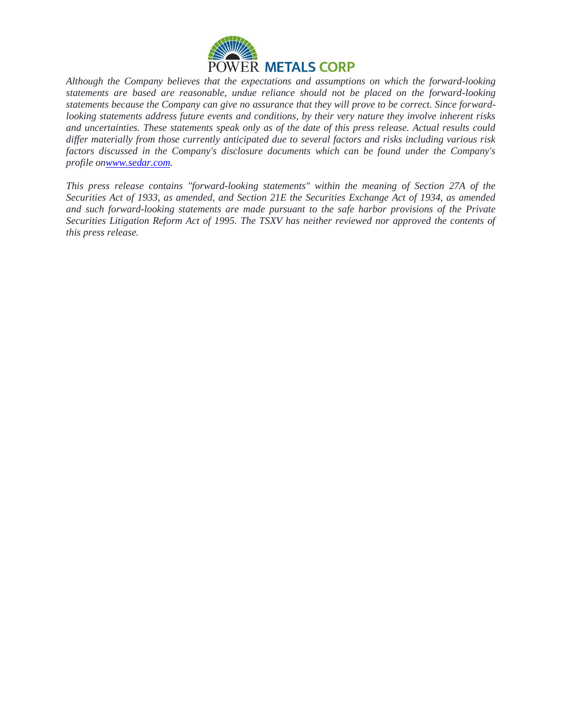*Although the Company believes that the expectations and assumptions on which the forward-looking statements are based are reasonable, undue reliance should not be placed on the forward-looking statements because the Company can give no assurance that they will prove to be correct. Since forward-looking statements address future events and conditions, by their very nature they involve inherent risks and uncertainties. These statements speak only as of the date of this press release. Actual results could differ materially from those currently anticipated due to several factors and risks including various risk factors discussed in the Company's disclosure documents which can be found under the Company's profile on[www.sedar.com](http://www.sedar.com).*

*This press release contains "forward-looking statements" within the meaning of Section 27A of the Securities Act of 1933, as amended, and Section 21E the Securities Exchange Act of 1934, as amended and such forward-looking statements are made pursuant to the safe harbor provisions of the Private Securities Litigation Reform Act of 1995. The TSXV has neither reviewed nor approved the contents of this press release.*